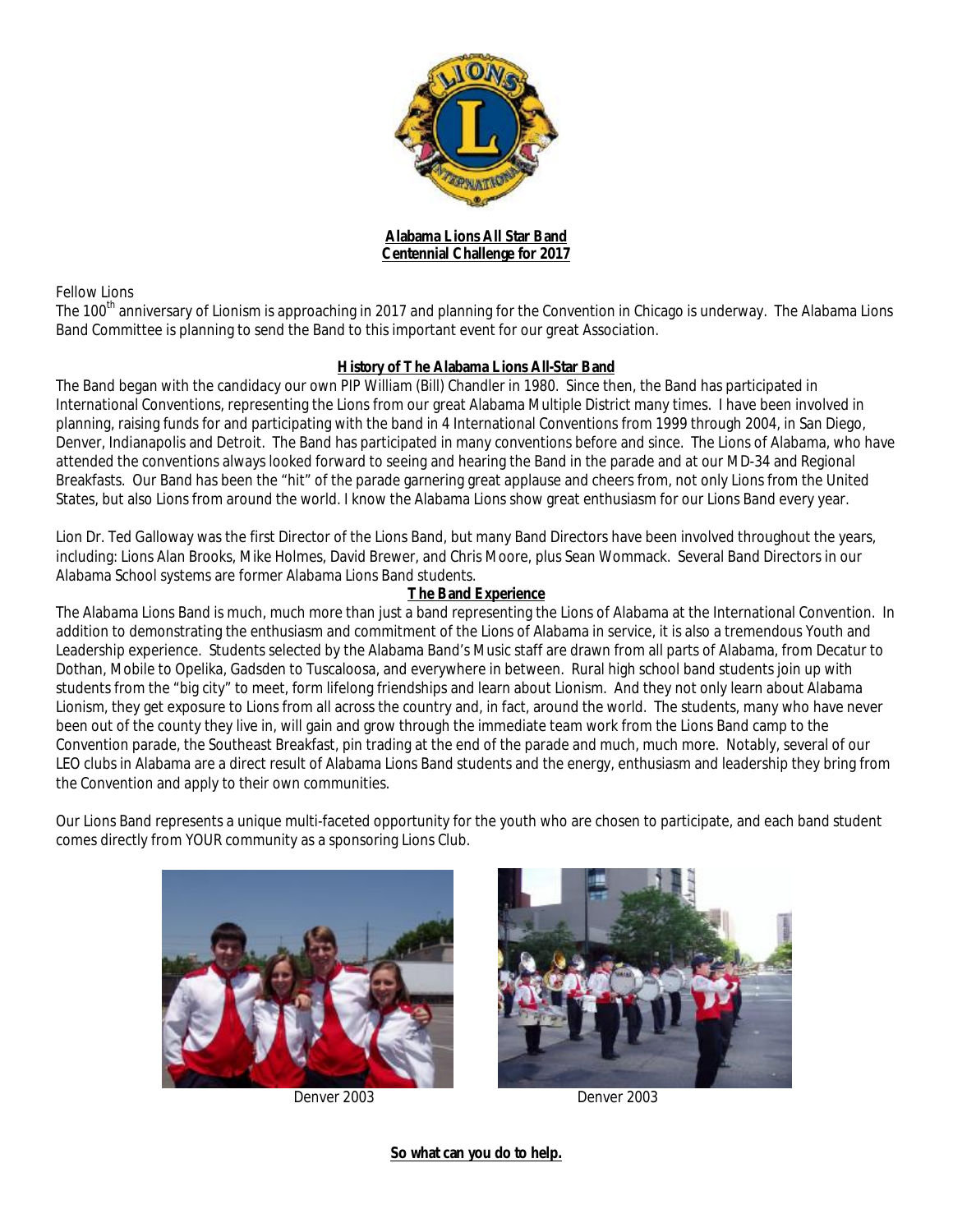**Alabama Lions All Star Band**
**Centennial Challenge for 2017**

Fellow Lions

The 100th anniversary of Lionism is approaching in 2017 and planning for the Convention in Chicago is underway. The Alabama Lions Band Committee is planning to send the Band to this important event for our great Association.

**History of The Alabama Lions All-Star Band**

The Band began with the candidacy our own PIP William (Bill) Chandler in 1980. Since then, the Band has participated in International Conventions, representing the Lions from our great Alabama Multiple District many times. I have been involved in planning, raising funds for and participating with the band in 4 International Conventions from 1999 through 2004, in San Diego, Denver, Indianapolis and Detroit. The Band has participated in many conventions before and since. The Lions of Alabama, who have attended the conventions always looked forward to seeing and hearing the Band in the parade and at our MD-34 and Regional Breakfasts. Our Band has been the "hit" of the parade garnering great applause and cheers from, not only Lions from the United States, but also Lions from around the world. I know the Alabama Lions show great enthusiasm for our Lions Band every year.

Lion Dr. Ted Galloway was the first Director of the Lions Band, but many Band Directors have been involved throughout the years, including: Lions Alan Brooks, Mike Holmes, David Brewer, and Chris Moore, plus Sean Wommack. Several Band Directors in our Alabama School systems are former Alabama Lions Band students.

**The Band Experience**

The Alabama Lions Band is much, much more than just a band representing the Lions of Alabama at the International Convention. In addition to demonstrating the enthusiasm and commitment of the Lions of Alabama in service, it is also a tremendous Youth and Leadership experience. Students selected by the Alabama Band's Music staff are drawn from all parts of Alabama, from Decatur to Dothan, Mobile to Opelika, Gadsden to Tuscaloosa, and everywhere in between. Rural high school band students join up with students from the "big city" to meet, form lifelong friendships and learn about Lionism. And they not only learn about Alabama Lionism, they get exposure to Lions from all across the country and, in fact, around the world. The students, many who have never been out of the county they live in, will gain and grow through the immediate team work from the Lions Band camp to the Convention parade, the Southeast Breakfast, pin trading at the end of the parade and much, much more. Notably, several of our LEO clubs in Alabama are a direct result of Alabama Lions Band students and the energy, enthusiasm and leadership they bring from the Convention and apply to their own communities.

Our Lions Band represents a unique multi-faceted opportunity for the youth who are chosen to participate, and each band student comes directly from YOUR community as a sponsoring Lions Club.

Denver 2003

Denver 2003

**So what can you do to help.**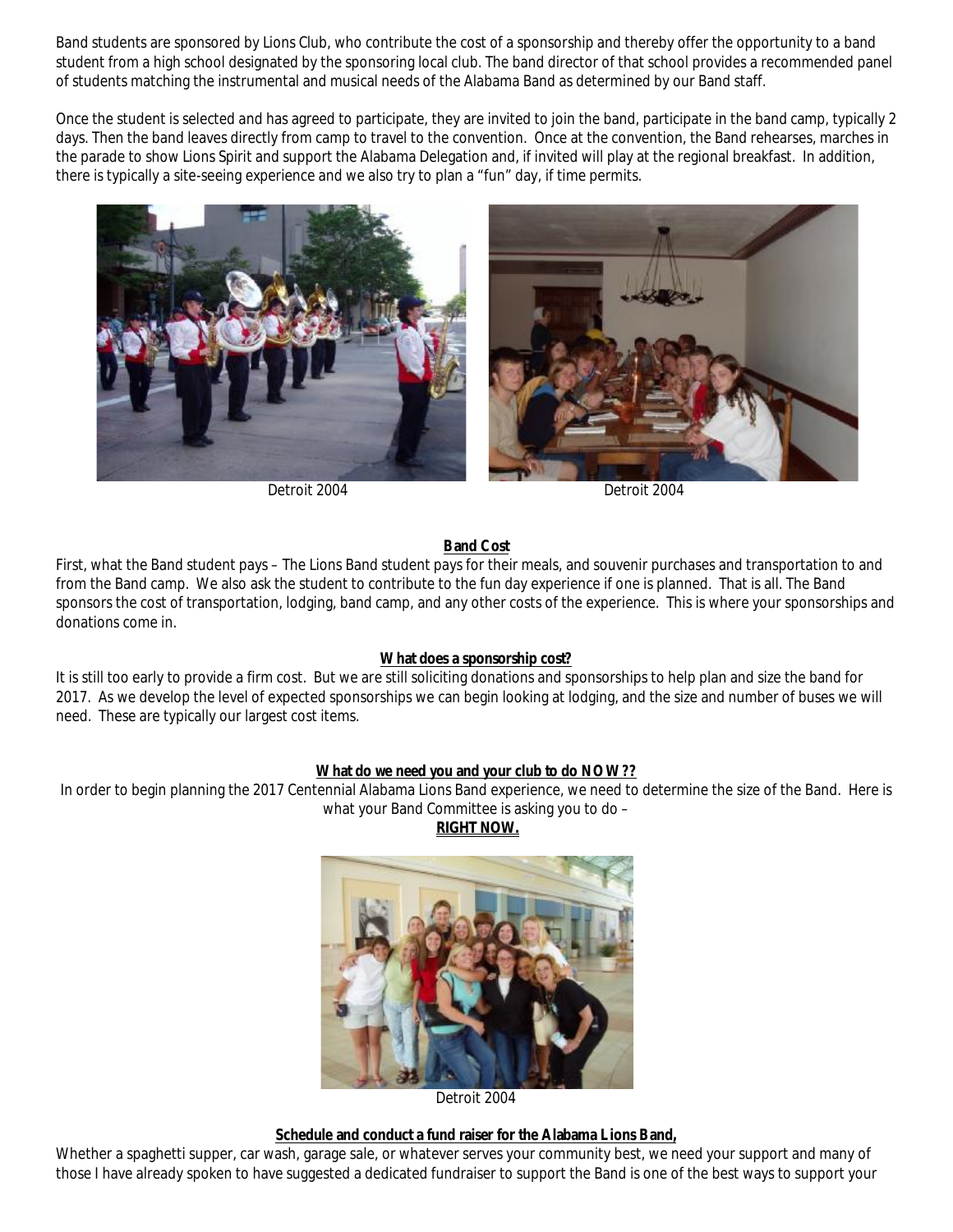Band students are sponsored by Lions Club, who contribute the cost of a sponsorship and thereby offer the opportunity to a band student from a high school designated by the sponsoring local club. The band director of that school provides a recommended panel of students matching the instrumental and musical needs of the Alabama Band as determined by our Band staff.

Once the student is selected and has agreed to participate, they are invited to join the band, participate in the band camp, typically 2 days. Then the band leaves directly from camp to travel to the convention. Once at the convention, the Band rehearses, marches in the parade to show Lions Spirit and support the Alabama Delegation and, if invited will play at the regional breakfast. In addition, there is typically a site-seeing experience and we also try to plan a "fun" day, if time permits.

Detroit 2004

Detroit 2004

**Band Cost**

First, what the Band student pays – The Lions Band student pays for their meals, and souvenir purchases and transportation to and from the Band camp. We also ask the student to contribute to the fun day experience if one is planned. That is all. The Band sponsors the cost of transportation, lodging, band camp, and any other costs of the experience. This is where your sponsorships and donations come in.

**What does a sponsorship cost?**

It is still too early to provide a firm cost. But we are still soliciting donations and sponsorships to help plan and size the band for 2017. As we develop the level of expected sponsorships we can begin looking at lodging, and the size and number of buses we will need. These are typically our largest cost items.

**What do we need you and your club to do NOW??**

In order to begin planning the 2017 Centennial Alabama Lions Band experience, we need to determine the size of the Band. Here is what your Band Committee is asking you to do –

**RIGHT NOW.**

Detroit 2004

**Schedule and conduct a fund raiser for the Alabama Lions Band,**

Whether a spaghetti supper, car wash, garage sale, or whatever serves your community best, we need your support and many of those I have already spoken to have suggested a dedicated fundraiser to support the Band is one of the best ways to support your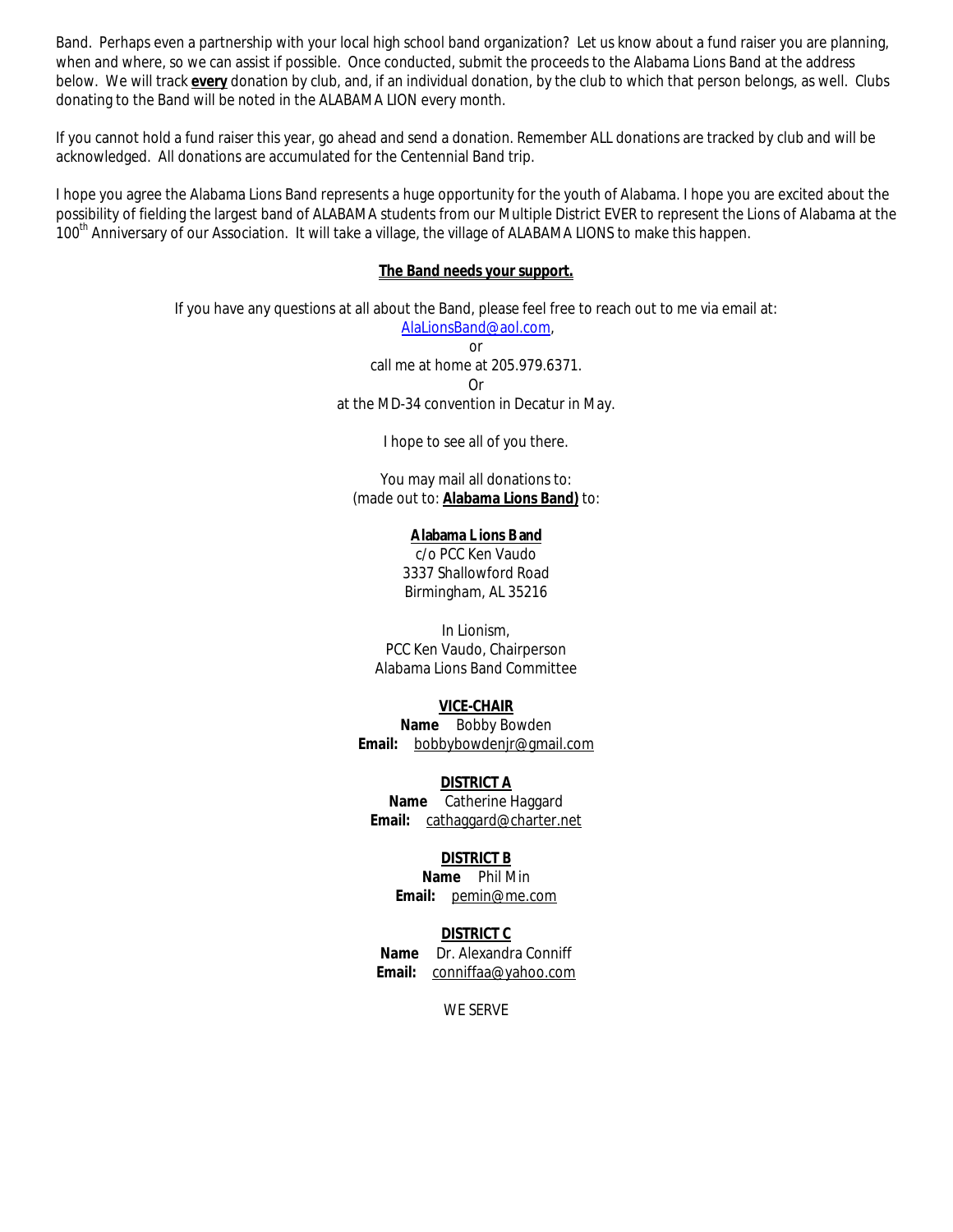Band. Perhaps even a partnership with your local high school band organization? Let us know about a fund raiser you are planning, when and where, so we can assist if possible. Once conducted, submit the proceeds to the Alabama Lions Band at the address below. We will track **every** donation by club, and, if an individual donation, by the club to which that person belongs, as well. Clubs donating to the Band will be noted in the ALABAMA LION every month.

If you cannot hold a fund raiser this year, go ahead and send a donation. Remember ALL donations are tracked by club and will be acknowledged. All donations are accumulated for the Centennial Band trip.

I hope you agree the Alabama Lions Band represents a huge opportunity for the youth of Alabama. I hope you are excited about the possibility of fielding the largest band of ALABAMA students from our Multiple District EVER to represent the Lions of Alabama at the 100th Anniversary of our Association. It will take a village, the village of ALABAMA LIONS to make this happen.

**The Band needs your support.**

If you have any questions at all about the Band, please feel free to reach out to me via email at:
AlaLionsBand@aol.com,
or
call me at home at 205.979.6371.
Or
at the MD-34 convention in Decatur in May.

I hope to see all of you there.

You may mail all donations to:
(made out to: **Alabama Lions Band)** to:

**Alabama Lions Band**
c/o PCC Ken Vaudo
3337 Shallowford Road
Birmingham, AL 35216

In Lionism,
PCC Ken Vaudo, Chairperson
Alabama Lions Band Committee

**VICE-CHAIR**
**Name** Bobby Bowden
**Email:** bobbybowdenjr@gmail.com

**DISTRICT A**
**Name** Catherine Haggard
**Email:** cathaggard@charter.net

**DISTRICT B**
**Name** Phil Min
**Email:** pemin@me.com

**DISTRICT C**
**Name** Dr. Alexandra Conniff
**Email:** conniffaa@yahoo.com

WE SERVE